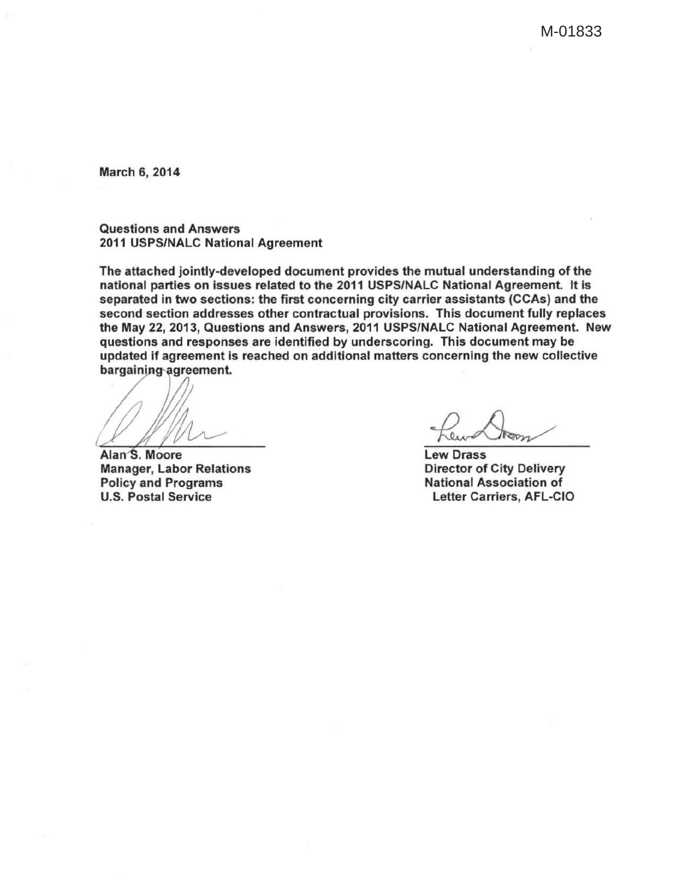M-01833

March 6, 2014

**Questions and Answers**
**2011 USPS/NALC National Agreement**

The attached jointly-developed document provides the mutual understanding of the national parties on issues related to the 2011 USPS/NALC National Agreement. It is separated in two sections: the first concerning city carrier assistants (CCAs) and the second section addresses other contractual provisions. This document fully replaces the May 22, 2013, Questions and Answers, 2011 USPS/NALC National Agreement. New questions and responses are identified by underscoring. This document may be updated if agreement is reached on additional matters concerning the new collective bargaining agreement.

| | |
|---|---|
| Alan S. Moore | Lew Drass |
| Manager, Labor Relations | Director of City Delivery |
| Policy and Programs | National Association of |
| U.S. Postal Service | Letter Carriers, AFL-CIO |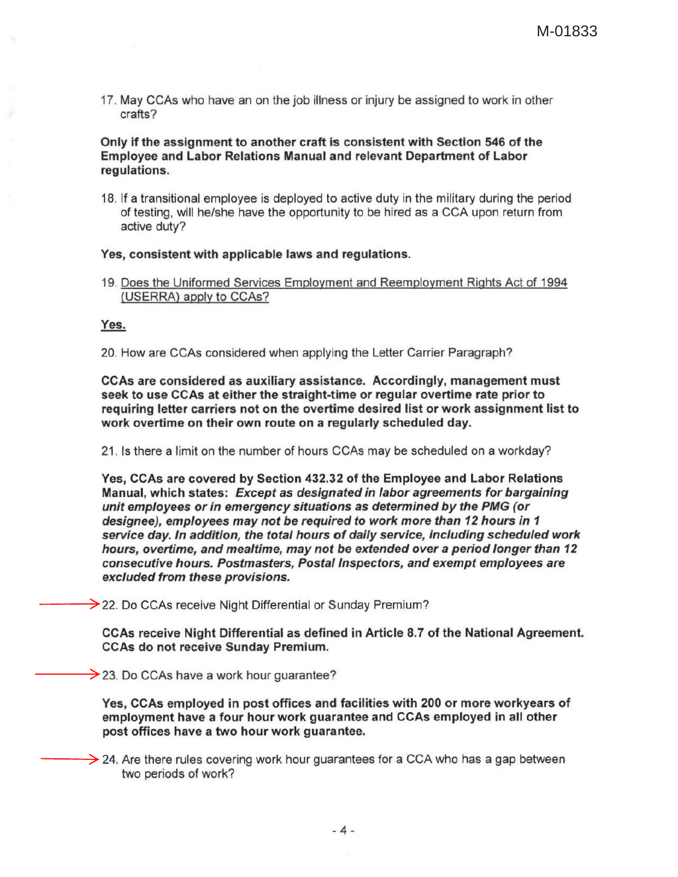17. May CCAs who have an on the job illness or injury be assigned to work in other crafts?

**Only if the assignment to another craft is consistent with Section 546 of the Employee and Labor Relations Manual and relevant Department of Labor regulations.**

18. If a transitional employee is deployed to active duty in the military during the period of testing, will he/she have the opportunity to be hired as a CCA upon return from active duty?

**Yes, consistent with applicable laws and regulations.**

19. Does the Uniformed Services Employment and Reemployment Rights Act of 1994 (USERRA) apply to CCAs?

**Yes.**

20. How are CCAs considered when applying the Letter Carrier Paragraph?

**CCAs are considered as auxiliary assistance. Accordingly, management must seek to use CCAs at either the straight-time or regular overtime rate prior to requiring letter carriers not on the overtime desired list or work assignment list to work overtime on their own route on a regularly scheduled day.**

21. Is there a limit on the number of hours CCAs may be scheduled on a workday?

**Yes, CCAs are covered by Section 432.32 of the Employee and Labor Relations Manual, which states: *Except as designated in labor agreements for bargaining unit employees or in emergency situations as determined by the PMG (or designee), employees may not be required to work more than 12 hours in 1 service day. In addition, the total hours of daily service, including scheduled work hours, overtime, and mealtime, may not be extended over a period longer than 12 consecutive hours. Postmasters, Postal Inspectors, and exempt employees are excluded from these provisions.***

22. Do CCAs receive Night Differential or Sunday Premium?

**CCAs receive Night Differential as defined in Article 8.7 of the National Agreement. CCAs do not receive Sunday Premium.**

23. Do CCAs have a work hour guarantee?

**Yes, CCAs employed in post offices and facilities with 200 or more workyears of employment have a four hour work guarantee and CCAs employed in all other post offices have a two hour work guarantee.**

24. Are there rules covering work hour guarantees for a CCA who has a gap between two periods of work?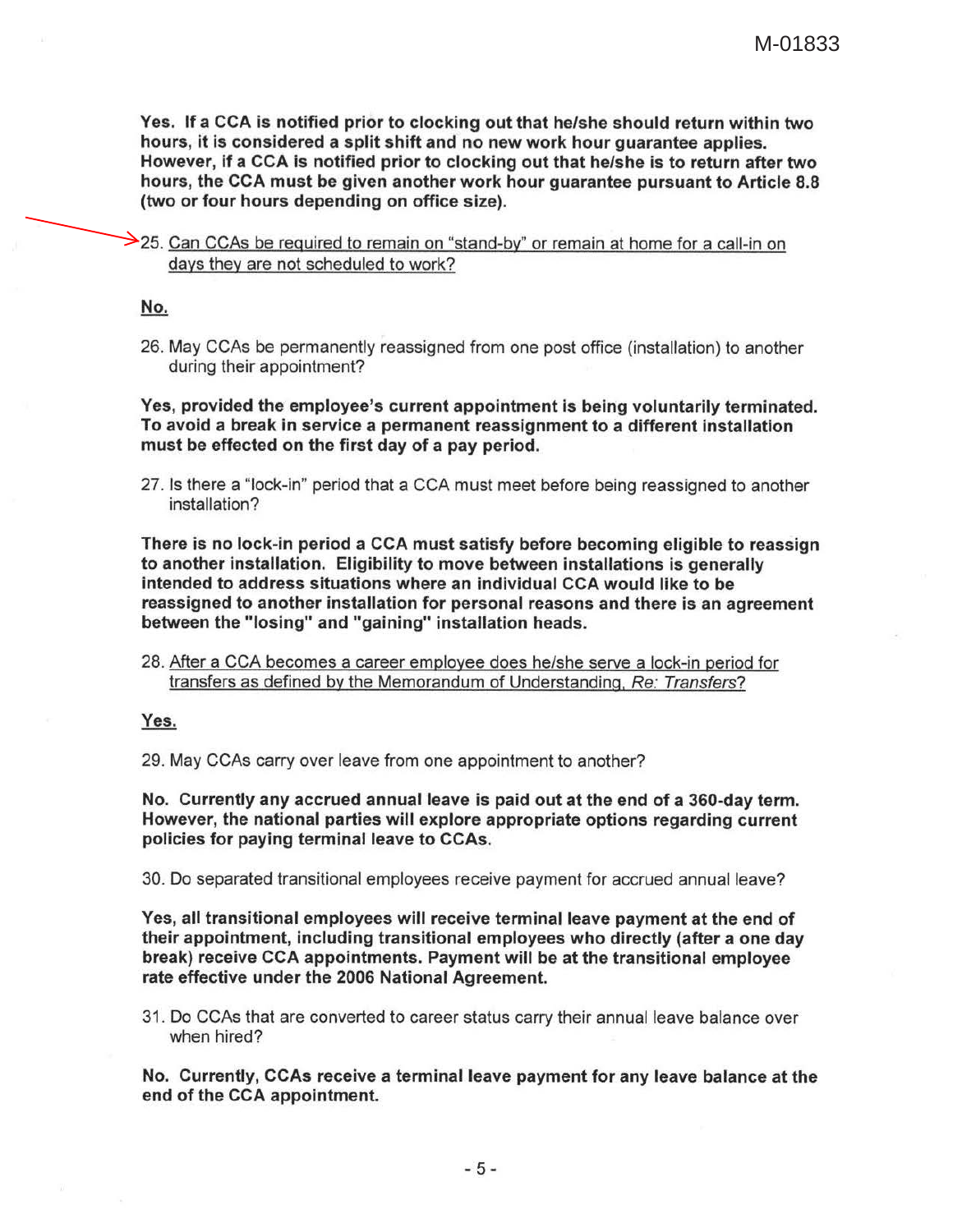**Yes. If a CCA is notified prior to clocking out that he/she should return within two hours, it is considered a split shift and no new work hour guarantee applies. However, if a CCA is notified prior to clocking out that he/she is to return after two hours, the CCA must be given another work hour guarantee pursuant to Article 8.8 (two or four hours depending on office size).**

25. <u>Can CCAs be required to remain on "stand-by" or remain at home for a call-in on days they are not scheduled to work?</u>

**<u>No.</u>**

26. May CCAs be permanently reassigned from one post office (installation) to another during their appointment?

**Yes, provided the employee's current appointment is being voluntarily terminated. To avoid a break in service a permanent reassignment to a different installation must be effected on the first day of a pay period.**

27. Is there a "lock-in" period that a CCA must meet before being reassigned to another installation?

**There is no lock-in period a CCA must satisfy before becoming eligible to reassign to another installation. Eligibility to move between installations is generally intended to address situations where an individual CCA would like to be reassigned to another installation for personal reasons and there is an agreement between the "losing" and "gaining" installation heads.**

28. <u>After a CCA becomes a career employee does he/she serve a lock-in period for transfers as defined by the Memorandum of Understanding, *Re: Transfers*?</u>

**<u>Yes.</u>**

29. May CCAs carry over leave from one appointment to another?

**No. Currently any accrued annual leave is paid out at the end of a 360-day term. However, the national parties will explore appropriate options regarding current policies for paying terminal leave to CCAs.**

30. Do separated transitional employees receive payment for accrued annual leave?

**Yes, all transitional employees will receive terminal leave payment at the end of their appointment, including transitional employees who directly (after a one day break) receive CCA appointments. Payment will be at the transitional employee rate effective under the 2006 National Agreement.**

31. Do CCAs that are converted to career status carry their annual leave balance over when hired?

**No. Currently, CCAs receive a terminal leave payment for any leave balance at the end of the CCA appointment.**